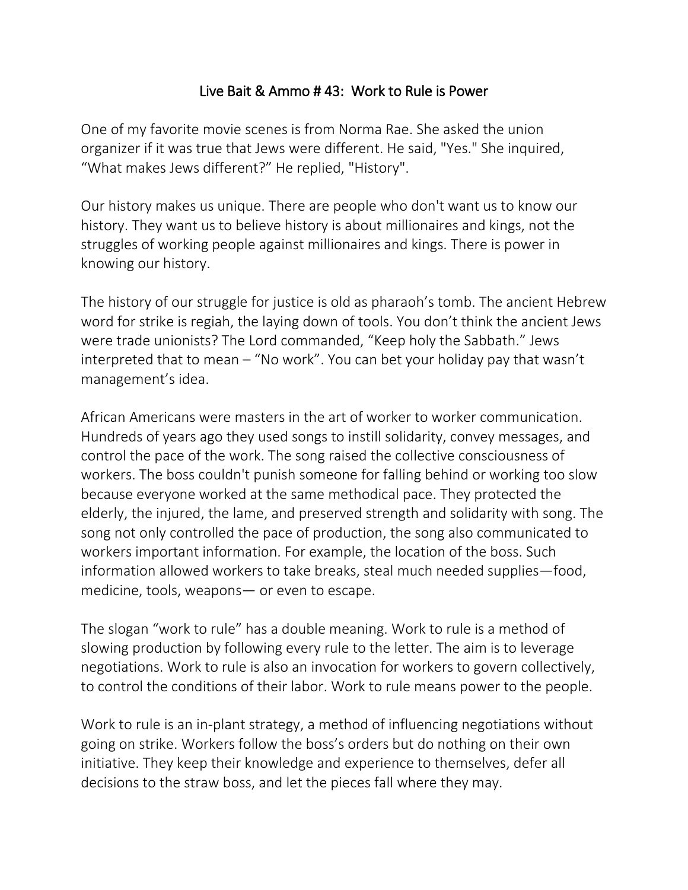# Live Bait & Ammo # 43: Work to Rule is Power

One of my favorite movie scenes is from Norma Rae. She asked the union organizer if it was true that Jews were different. He said, "Yes." She inquired, "What makes Jews different?" He replied, "History".

Our history makes us unique. There are people who don't want us to know our history. They want us to believe history is about millionaires and kings, not the struggles of working people against millionaires and kings. There is power in knowing our history.

The history of our struggle for justice is old as pharaoh's tomb. The ancient Hebrew word for strike is regiah, the laying down of tools. You don't think the ancient Jews were trade unionists? The Lord commanded, "Keep holy the Sabbath." Jews interpreted that to mean – "No work". You can bet your holiday pay that wasn't management's idea.

African Americans were masters in the art of worker to worker communication. Hundreds of years ago they used songs to instill solidarity, convey messages, and control the pace of the work. The song raised the collective consciousness of workers. The boss couldn't punish someone for falling behind or working too slow because everyone worked at the same methodical pace. They protected the elderly, the injured, the lame, and preserved strength and solidarity with song. The song not only controlled the pace of production, the song also communicated to workers important information. For example, the location of the boss. Such information allowed workers to take breaks, steal much needed supplies—food, medicine, tools, weapons— or even to escape.

The slogan "work to rule" has a double meaning. Work to rule is a method of slowing production by following every rule to the letter. The aim is to leverage negotiations. Work to rule is also an invocation for workers to govern collectively, to control the conditions of their labor. Work to rule means power to the people.

Work to rule is an in-plant strategy, a method of influencing negotiations without going on strike. Workers follow the boss's orders but do nothing on their own initiative. They keep their knowledge and experience to themselves, defer all decisions to the straw boss, and let the pieces fall where they may.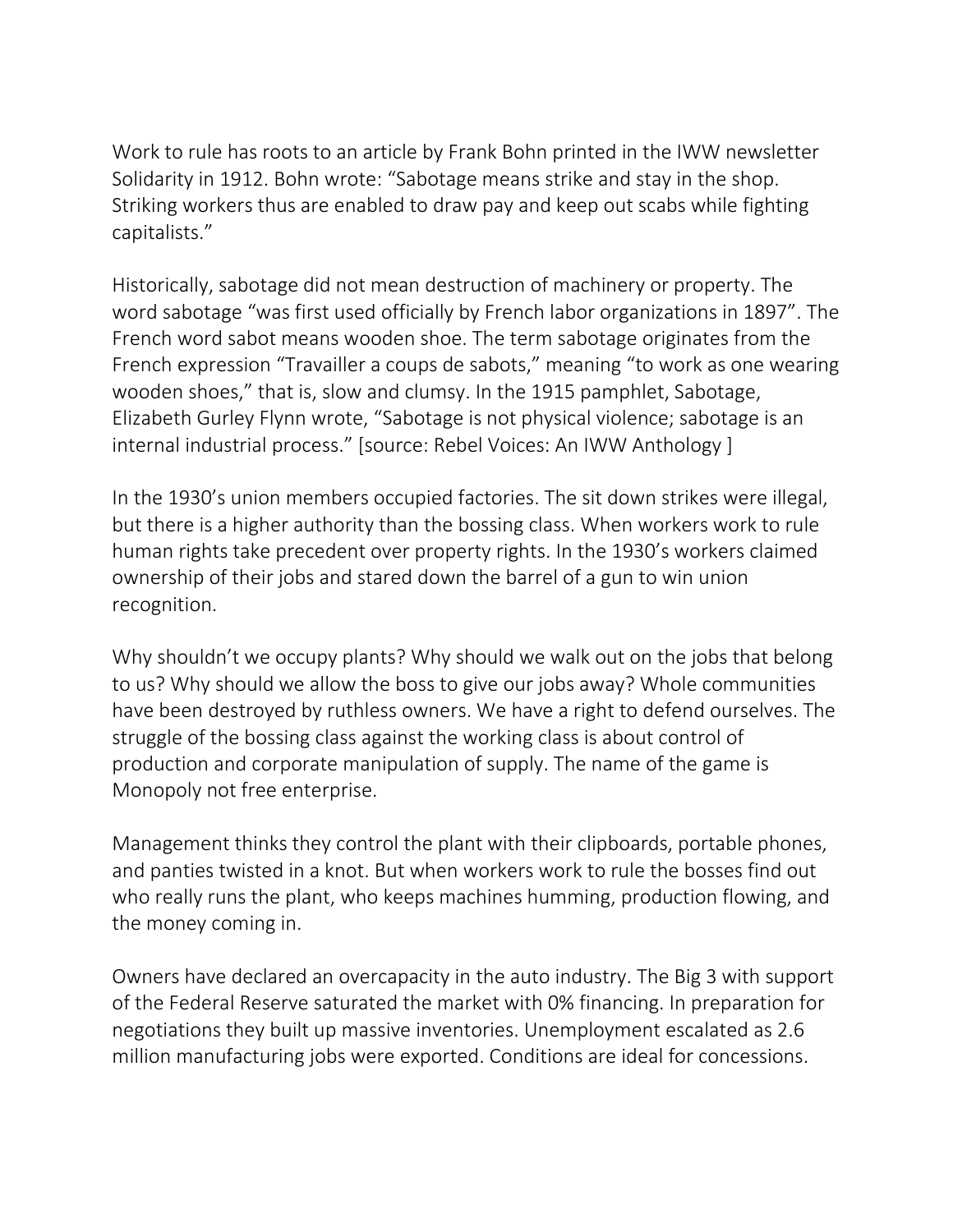Work to rule has roots to an article by Frank Bohn printed in the IWW newsletter Solidarity in 1912. Bohn wrote: “Sabotage means strike and stay in the shop. Striking workers thus are enabled to draw pay and keep out scabs while fighting capitalists.”

Historically, sabotage did not mean destruction of machinery or property. The word sabotage “was first used officially by French labor organizations in 1897”. The French word sabot means wooden shoe. The term sabotage originates from the French expression “Travailler a coups de sabots,” meaning “to work as one wearing wooden shoes,” that is, slow and clumsy. In the 1915 pamphlet, Sabotage, Elizabeth Gurley Flynn wrote, “Sabotage is not physical violence; sabotage is an internal industrial process.” [source: Rebel Voices: An IWW Anthology ]

In the 1930’s union members occupied factories. The sit down strikes were illegal, but there is a higher authority than the bossing class. When workers work to rule human rights take precedent over property rights. In the 1930’s workers claimed ownership of their jobs and stared down the barrel of a gun to win union recognition.

Why shouldn’t we occupy plants? Why should we walk out on the jobs that belong to us? Why should we allow the boss to give our jobs away? Whole communities have been destroyed by ruthless owners. We have a right to defend ourselves. The struggle of the bossing class against the working class is about control of production and corporate manipulation of supply. The name of the game is Monopoly not free enterprise.

Management thinks they control the plant with their clipboards, portable phones, and panties twisted in a knot. But when workers work to rule the bosses find out who really runs the plant, who keeps machines humming, production flowing, and the money coming in.

Owners have declared an overcapacity in the auto industry. The Big 3 with support of the Federal Reserve saturated the market with 0% financing. In preparation for negotiations they built up massive inventories. Unemployment escalated as 2.6 million manufacturing jobs were exported. Conditions are ideal for concessions.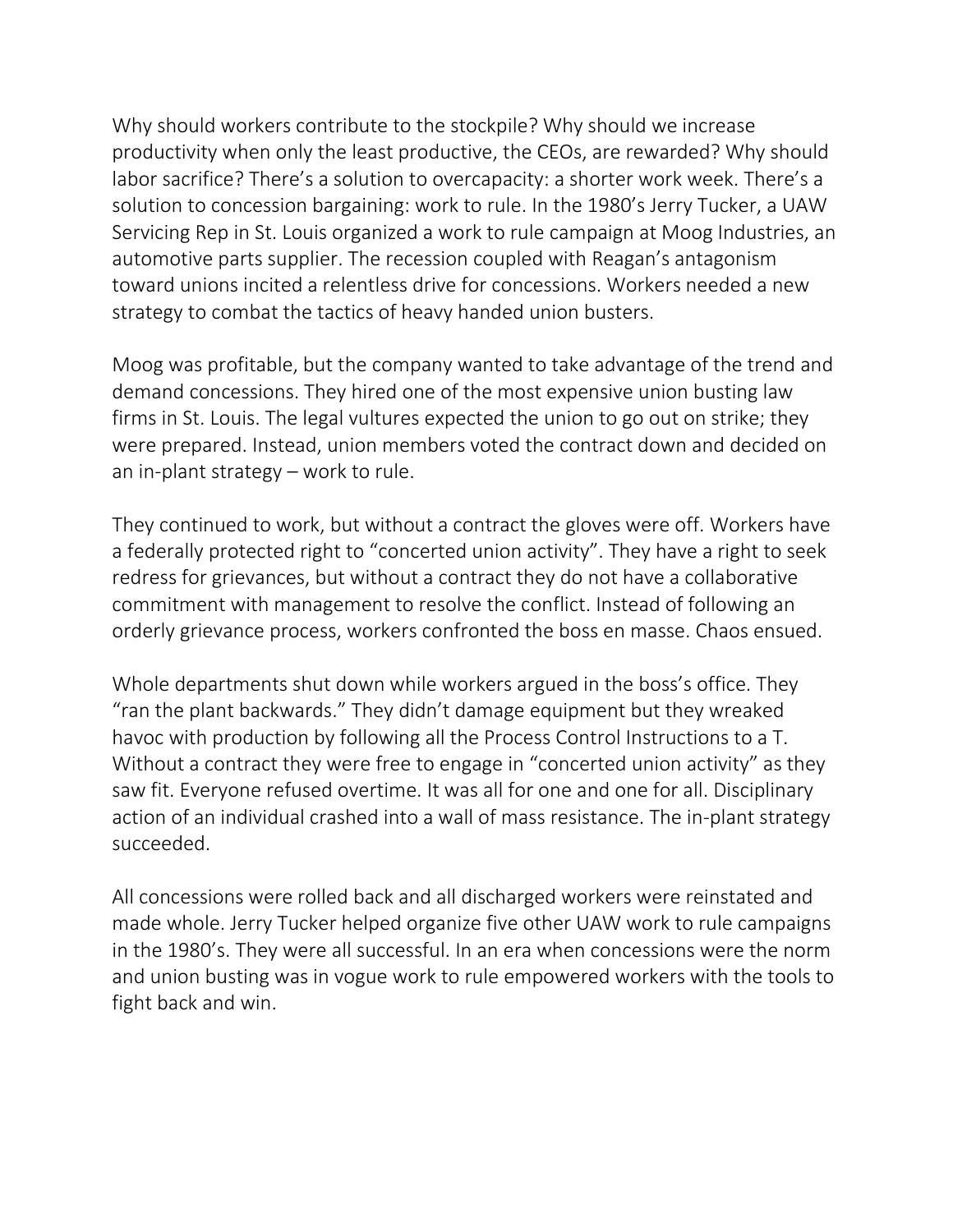Why should workers contribute to the stockpile? Why should we increase productivity when only the least productive, the CEOs, are rewarded? Why should labor sacrifice? There's a solution to overcapacity: a shorter work week. There's a solution to concession bargaining: work to rule. In the 1980's Jerry Tucker, a UAW Servicing Rep in St. Louis organized a work to rule campaign at Moog Industries, an automotive parts supplier. The recession coupled with Reagan's antagonism toward unions incited a relentless drive for concessions. Workers needed a new strategy to combat the tactics of heavy handed union busters.

Moog was profitable, but the company wanted to take advantage of the trend and demand concessions. They hired one of the most expensive union busting law firms in St. Louis. The legal vultures expected the union to go out on strike; they were prepared. Instead, union members voted the contract down and decided on an in-plant strategy – work to rule.

They continued to work, but without a contract the gloves were off. Workers have a federally protected right to "concerted union activity". They have a right to seek redress for grievances, but without a contract they do not have a collaborative commitment with management to resolve the conflict. Instead of following an orderly grievance process, workers confronted the boss en masse. Chaos ensued.

Whole departments shut down while workers argued in the boss's office. They "ran the plant backwards." They didn't damage equipment but they wreaked havoc with production by following all the Process Control Instructions to a T. Without a contract they were free to engage in "concerted union activity" as they saw fit. Everyone refused overtime. It was all for one and one for all. Disciplinary action of an individual crashed into a wall of mass resistance. The in-plant strategy succeeded.

All concessions were rolled back and all discharged workers were reinstated and made whole. Jerry Tucker helped organize five other UAW work to rule campaigns in the 1980's. They were all successful. In an era when concessions were the norm and union busting was in vogue work to rule empowered workers with the tools to fight back and win.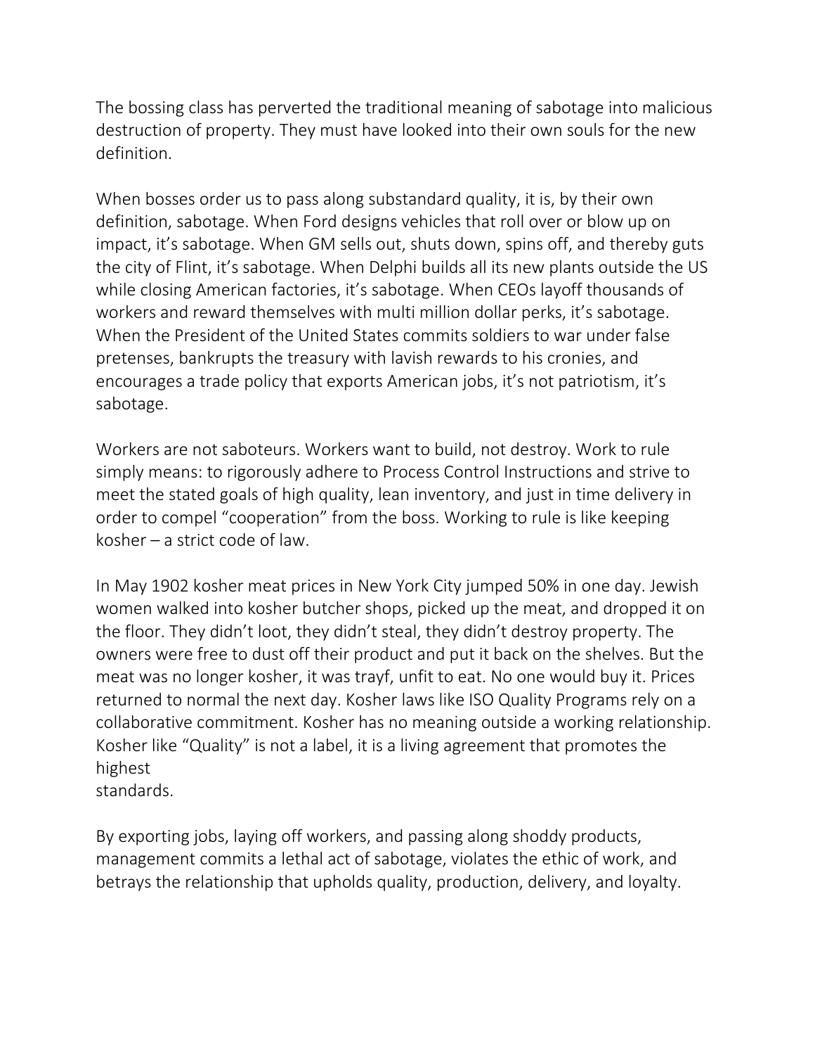The bossing class has perverted the traditional meaning of sabotage into malicious destruction of property. They must have looked into their own souls for the new definition.

When bosses order us to pass along substandard quality, it is, by their own definition, sabotage. When Ford designs vehicles that roll over or blow up on impact, it's sabotage. When GM sells out, shuts down, spins off, and thereby guts the city of Flint, it's sabotage. When Delphi builds all its new plants outside the US while closing American factories, it's sabotage. When CEOs layoff thousands of workers and reward themselves with multi million dollar perks, it's sabotage. When the President of the United States commits soldiers to war under false pretenses, bankrupts the treasury with lavish rewards to his cronies, and encourages a trade policy that exports American jobs, it's not patriotism, it's sabotage.

Workers are not saboteurs. Workers want to build, not destroy. Work to rule simply means: to rigorously adhere to Process Control Instructions and strive to meet the stated goals of high quality, lean inventory, and just in time delivery in order to compel "cooperation" from the boss. Working to rule is like keeping kosher – a strict code of law.

In May 1902 kosher meat prices in New York City jumped 50% in one day. Jewish women walked into kosher butcher shops, picked up the meat, and dropped it on the floor. They didn't loot, they didn't steal, they didn't destroy property. The owners were free to dust off their product and put it back on the shelves. But the meat was no longer kosher, it was trayf, unfit to eat. No one would buy it. Prices returned to normal the next day. Kosher laws like ISO Quality Programs rely on a collaborative commitment. Kosher has no meaning outside a working relationship. Kosher like "Quality" is not a label, it is a living agreement that promotes the highest standards.

By exporting jobs, laying off workers, and passing along shoddy products, management commits a lethal act of sabotage, violates the ethic of work, and betrays the relationship that upholds quality, production, delivery, and loyalty.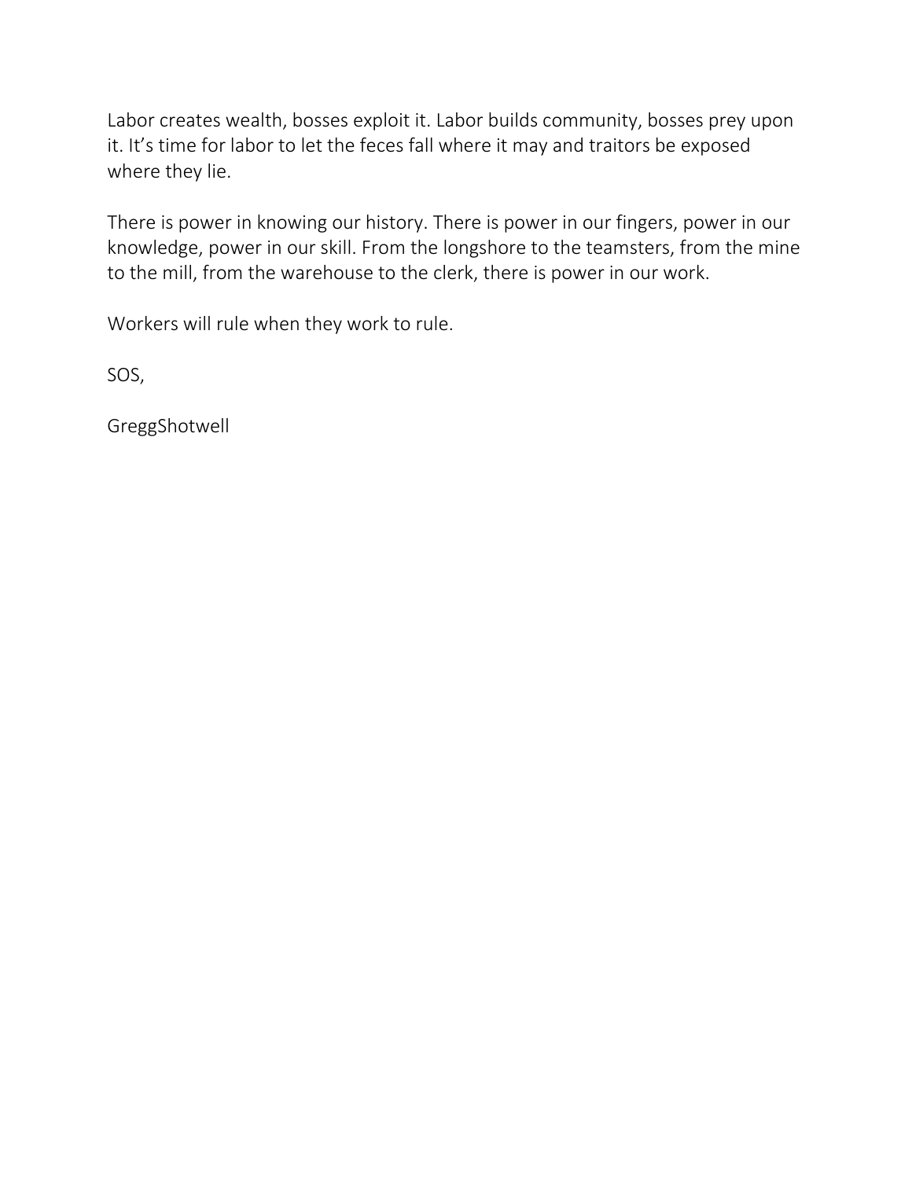Labor creates wealth, bosses exploit it. Labor builds community, bosses prey upon it. It's time for labor to let the feces fall where it may and traitors be exposed where they lie.

There is power in knowing our history. There is power in our fingers, power in our knowledge, power in our skill. From the longshore to the teamsters, from the mine to the mill, from the warehouse to the clerk, there is power in our work.

Workers will rule when they work to rule.

SOS,

GreggShotwell